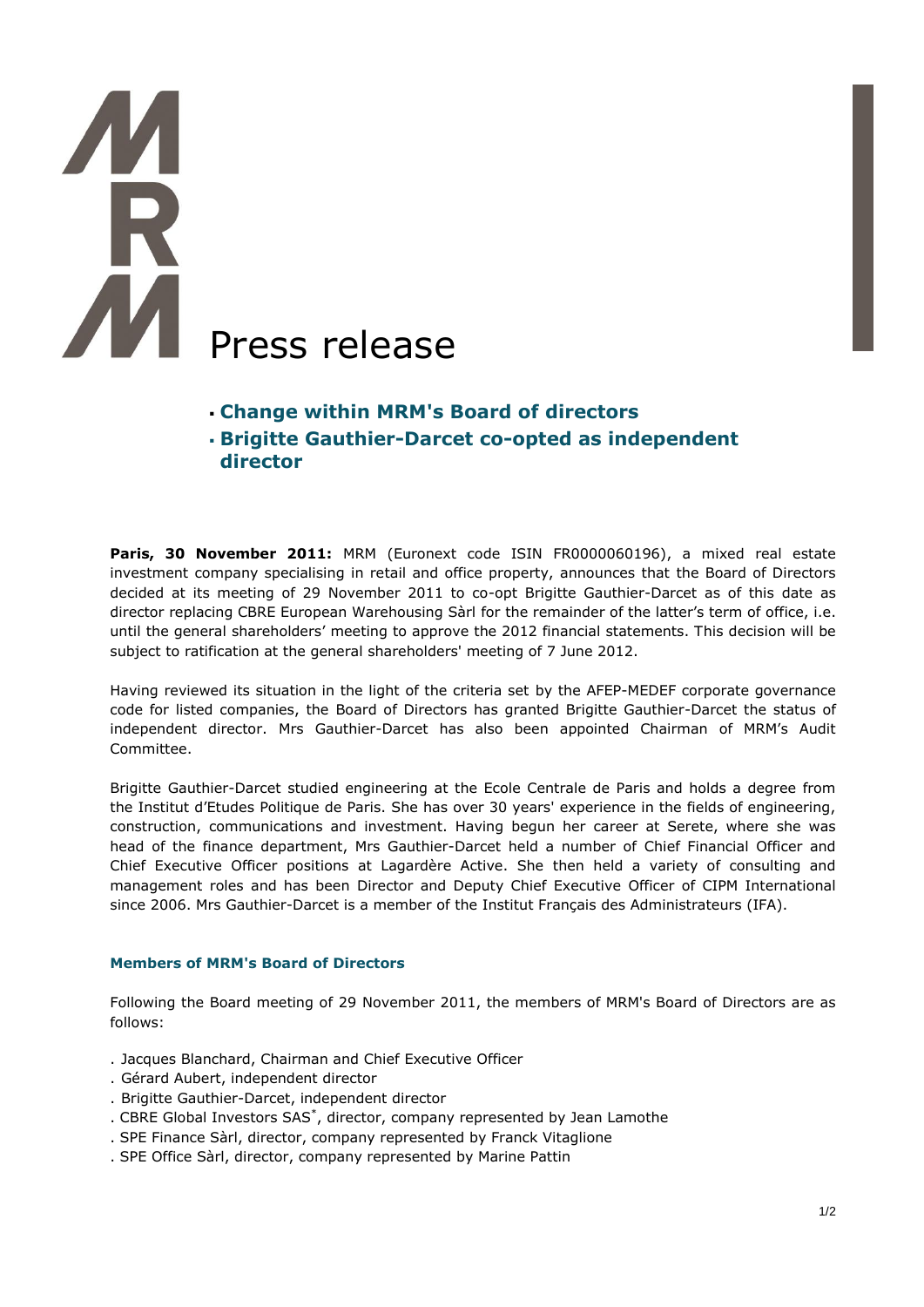# Press release

- **Change within MRM's Board of directors**
- **Brigitte Gauthier-Darcet co-opted as independent director**

**Paris, 30 November 2011:** MRM (Euronext code ISIN FR0000060196), a mixed real estate investment company specialising in retail and office property, announces that the Board of Directors decided at its meeting of 29 November 2011 to co-opt Brigitte Gauthier-Darcet as of this date as director replacing CBRE European Warehousing Sàrl for the remainder of the latter's term of office, i.e. until the general shareholders' meeting to approve the 2012 financial statements. This decision will be subject to ratification at the general shareholders' meeting of 7 June 2012.

Having reviewed its situation in the light of the criteria set by the AFEP-MEDEF corporate governance code for listed companies, the Board of Directors has granted Brigitte Gauthier-Darcet the status of independent director. Mrs Gauthier-Darcet has also been appointed Chairman of MRM's Audit Committee.

Brigitte Gauthier-Darcet studied engineering at the Ecole Centrale de Paris and holds a degree from the Institut d'Etudes Politique de Paris. She has over 30 years' experience in the fields of engineering, construction, communications and investment. Having begun her career at Serete, where she was head of the finance department, Mrs Gauthier-Darcet held a number of Chief Financial Officer and Chief Executive Officer positions at Lagardère Active. She then held a variety of consulting and management roles and has been Director and Deputy Chief Executive Officer of CIPM International since 2006. Mrs Gauthier-Darcet is a member of the Institut Français des Administrateurs (IFA).

### Members of MRM's Board of Directors

Following the Board meeting of 29 November 2011, the members of MRM's Board of Directors are as follows:

. Jacques Blanchard, Chairman and Chief Executive Officer
. Gérard Aubert, independent director
. Brigitte Gauthier-Darcet, independent director
. CBRE Global Investors SAS*, director, company represented by Jean Lamothe
. SPE Finance Sàrl, director, company represented by Franck Vitaglione
. SPE Office Sàrl, director, company represented by Marine Pattin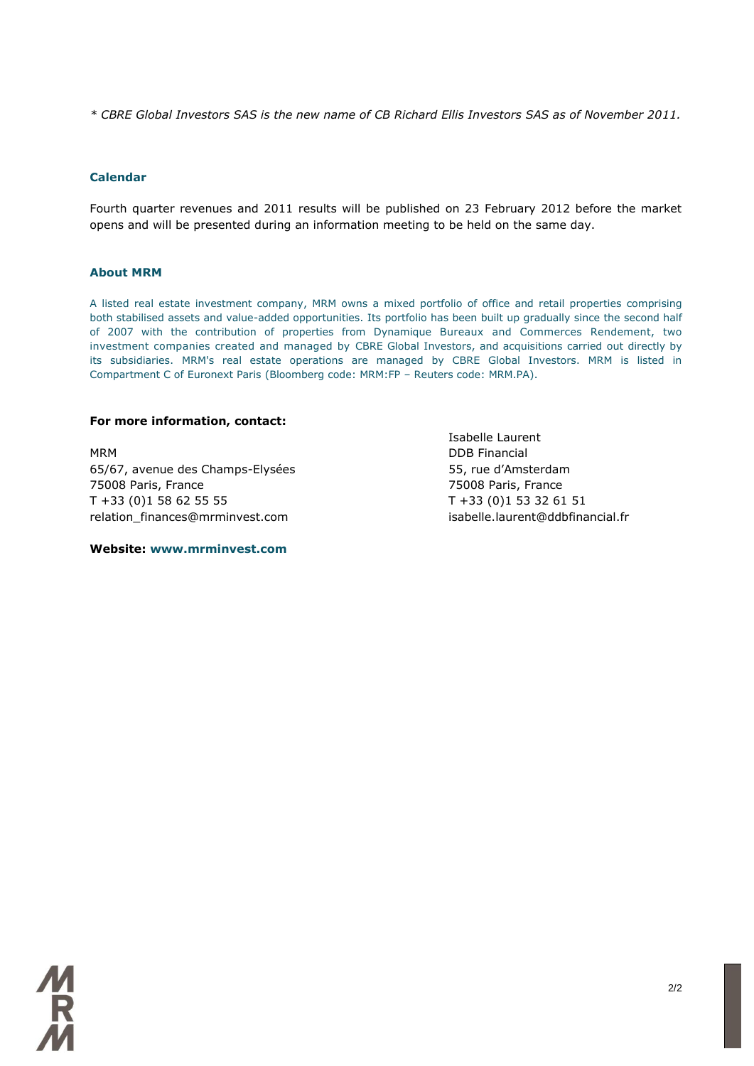*\* CBRE Global Investors SAS is the new name of CB Richard Ellis Investors SAS as of November 2011.*

## Calendar

Fourth quarter revenues and 2011 results will be published on 23 February 2012 before the market opens and will be presented during an information meeting to be held on the same day.

## About MRM

A listed real estate investment company, MRM owns a mixed portfolio of office and retail properties comprising both stabilised assets and value-added opportunities. Its portfolio has been built up gradually since the second half of 2007 with the contribution of properties from Dynamique Bureaux and Commerces Rendement, two investment companies created and managed by CBRE Global Investors, and acquisitions carried out directly by its subsidiaries. MRM's real estate operations are managed by CBRE Global Investors. MRM is listed in Compartment C of Euronext Paris (Bloomberg code: MRM:FP – Reuters code: MRM.PA).

**For more information, contact:**

MRM
65/67, avenue des Champs-Elysées
75008 Paris, France
T +33 (0)1 58 62 55 55
relation_finances@mrminvest.com

Isabelle Laurent
DDB Financial
55, rue d'Amsterdam
75008 Paris, France
T +33 (0)1 53 32 61 51
isabelle.laurent@ddbfinancial.fr

**Website: www.mrminvest.com**